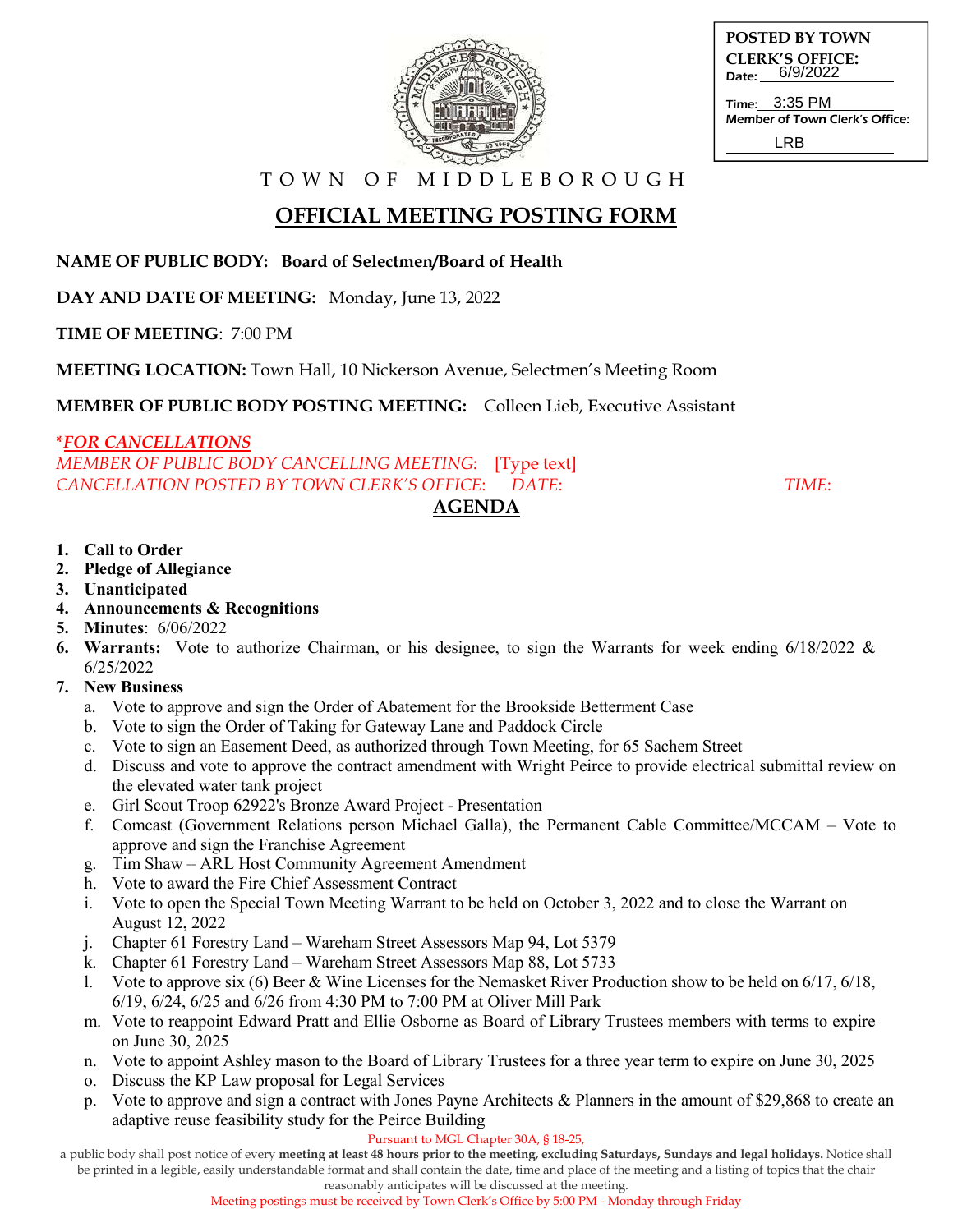**POSTED BY TOWN CLERK'S OFFICE:**
Date: 6/9/2022
Time: 3:35 PM
Member of Town Clerk's Office: LRB

T O W N   O F   M I D D L E B O R O U G H

# OFFICIAL MEETING POSTING FORM

**NAME OF PUBLIC BODY:** **Board of Selectmen/Board of Health**

**DAY AND DATE OF MEETING:** Monday, June 13, 2022

**TIME OF MEETING**: 7:00 PM

**MEETING LOCATION:** Town Hall, 10 Nickerson Avenue, Selectmen's Meeting Room

**MEMBER OF PUBLIC BODY POSTING MEETING:** Colleen Lieb, Executive Assistant

***FOR CANCELLATIONS***
*MEMBER OF PUBLIC BODY CANCELLING MEETING:* [Type text]
*CANCELLATION POSTED BY TOWN CLERK'S OFFICE: DATE: TIME:*

## AGENDA

1. **Call to Order**
2. **Pledge of Allegiance**
3. **Unanticipated**
4. **Announcements & Recognitions**
5. **Minutes**: 6/06/2022
6. **Warrants:** Vote to authorize Chairman, or his designee, to sign the Warrants for week ending 6/18/2022 & 6/25/2022
7. **New Business**
   a. Vote to approve and sign the Order of Abatement for the Brookside Betterment Case
   b. Vote to sign the Order of Taking for Gateway Lane and Paddock Circle
   c. Vote to sign an Easement Deed, as authorized through Town Meeting, for 65 Sachem Street
   d. Discuss and vote to approve the contract amendment with Wright Peirce to provide electrical submittal review on the elevated water tank project
   e. Girl Scout Troop 62922's Bronze Award Project - Presentation
   f. Comcast (Government Relations person Michael Galla), the Permanent Cable Committee/MCCAM – Vote to approve and sign the Franchise Agreement
   g. Tim Shaw – ARL Host Community Agreement Amendment
   h. Vote to award the Fire Chief Assessment Contract
   i. Vote to open the Special Town Meeting Warrant to be held on October 3, 2022 and to close the Warrant on August 12, 2022
   j. Chapter 61 Forestry Land – Wareham Street Assessors Map 94, Lot 5379
   k. Chapter 61 Forestry Land – Wareham Street Assessors Map 88, Lot 5733
   l. Vote to approve six (6) Beer & Wine Licenses for the Nemasket River Production show to be held on 6/17, 6/18, 6/19, 6/24, 6/25 and 6/26 from 4:30 PM to 7:00 PM at Oliver Mill Park
   m. Vote to reappoint Edward Pratt and Ellie Osborne as Board of Library Trustees members with terms to expire on June 30, 2025
   n. Vote to appoint Ashley mason to the Board of Library Trustees for a three year term to expire on June 30, 2025
   o. Discuss the KP Law proposal for Legal Services
   p. Vote to approve and sign a contract with Jones Payne Architects & Planners in the amount of $29,868 to create an adaptive reuse feasibility study for the Peirce Building

Pursuant to MGL Chapter 30A, § 18-25,
a public body shall post notice of every **meeting at least 48 hours prior to the meeting, excluding Saturdays, Sundays and legal holidays.** Notice shall be printed in a legible, easily understandable format and shall contain the date, time and place of the meeting and a listing of topics that the chair reasonably anticipates will be discussed at the meeting.
Meeting postings must be received by Town Clerk's Office by 5:00 PM - Monday through Friday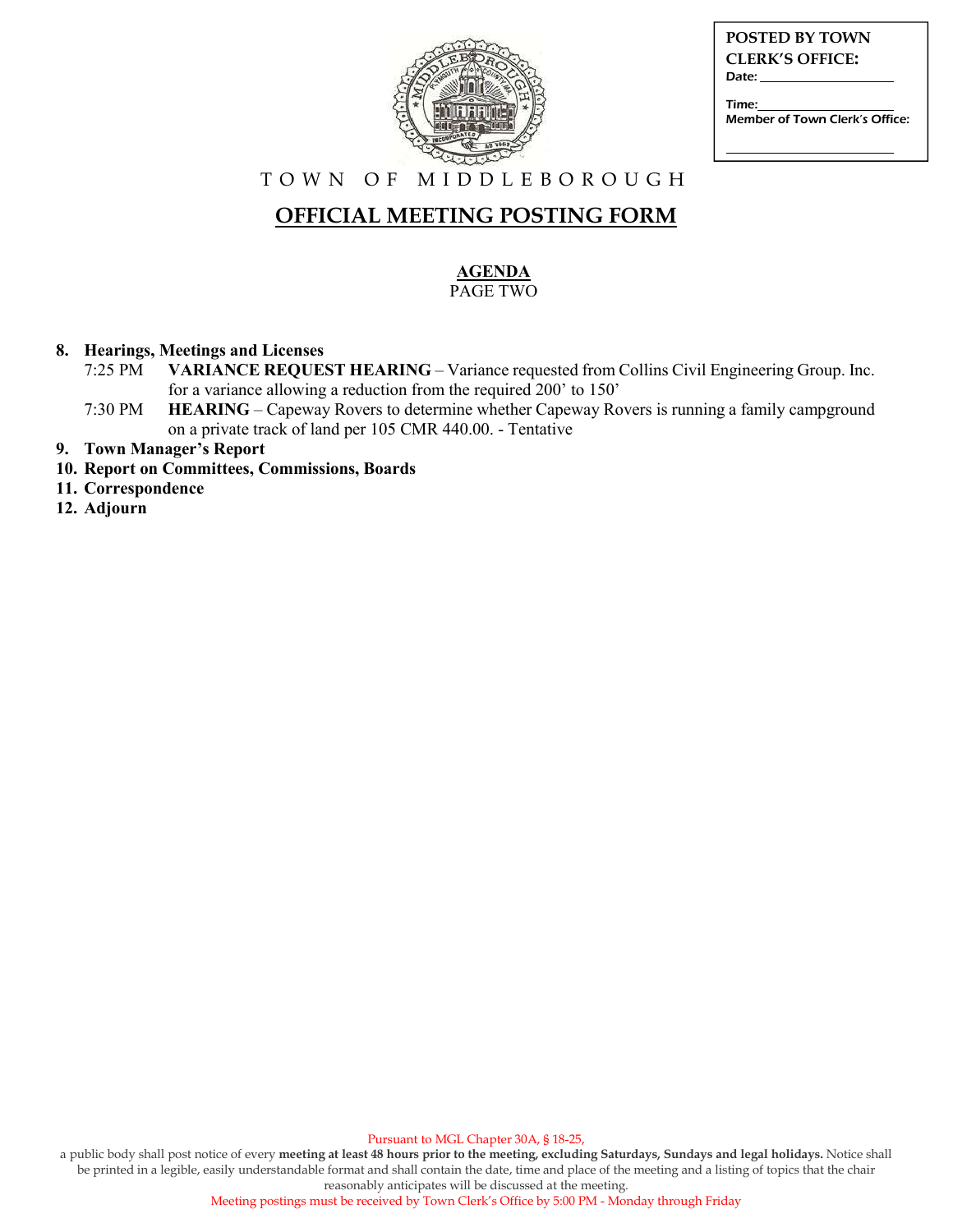POSTED BY TOWN CLERK'S OFFICE:
Date: ____________________

Time: ____________________
Member of Town Clerk's Office:

____________________

TOWN OF MIDDLEBOROUGH

# OFFICIAL MEETING POSTING FORM

## AGENDA
PAGE TWO

8. **Hearings, Meetings and Licenses**
   7:25 PM **VARIANCE REQUEST HEARING** – Variance requested from Collins Civil Engineering Group. Inc. for a variance allowing a reduction from the required 200' to 150'
   7:30 PM **HEARING** – Capeway Rovers to determine whether Capeway Rovers is running a family campground on a private track of land per 105 CMR 440.00. - Tentative
9. **Town Manager's Report**
10. **Report on Committees, Commissions, Boards**
11. **Correspondence**
12. **Adjourn**

Pursuant to MGL Chapter 30A, § 18-25,
a public body shall post notice of every **meeting at least 48 hours prior to the meeting, excluding Saturdays, Sundays and legal holidays.** Notice shall be printed in a legible, easily understandable format and shall contain the date, time and place of the meeting and a listing of topics that the chair reasonably anticipates will be discussed at the meeting.
Meeting postings must be received by Town Clerk's Office by 5:00 PM - Monday through Friday